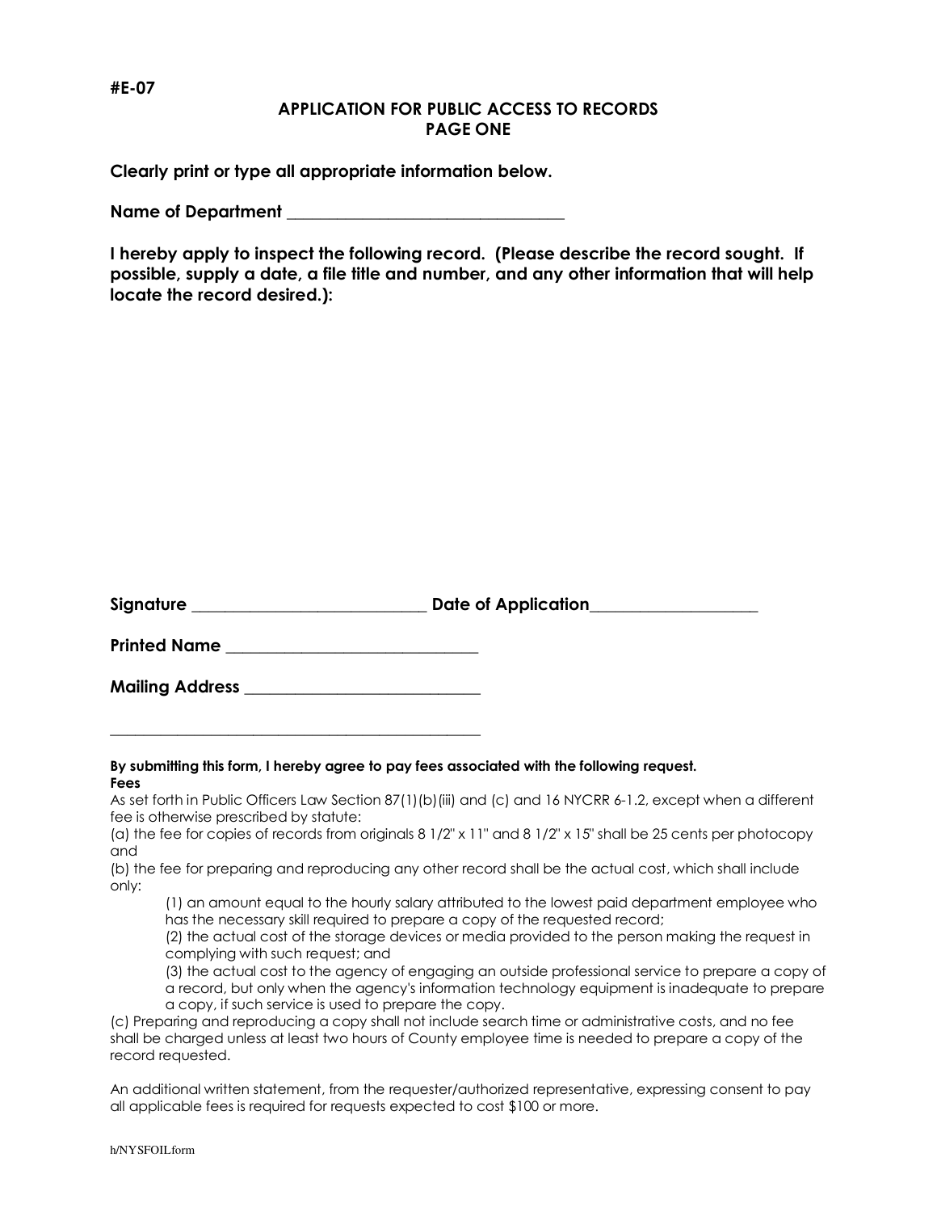**#E-07**

## APPLICATION FOR PUBLIC ACCESS TO RECORDS
## PAGE ONE

**Clearly print or type all appropriate information below.**

**Name of Department** ___________________________________

**I hereby apply to inspect the following record. (Please describe the record sought. If possible, supply a date, a file title and number, and any other information that will help locate the record desired.):**

**Signature** ______________________________ **Date of Application**_____________________

**Printed Name** ________________________________

**Mailing Address** ______________________________

__________________________________________________

**By submitting this form, I hereby agree to pay fees associated with the following request.**
**Fees**

As set forth in Public Officers Law Section 87(1)(b)(iii) and (c) and 16 NYCRR 6-1.2, except when a different fee is otherwise prescribed by statute:

(a) the fee for copies of records from originals 8 1/2" x 11" and 8 1/2" x 15" shall be 25 cents per photocopy and

(b) the fee for preparing and reproducing any other record shall be the actual cost, which shall include only:

> (1) an amount equal to the hourly salary attributed to the lowest paid department employee who has the necessary skill required to prepare a copy of the requested record;
> (2) the actual cost of the storage devices or media provided to the person making the request in complying with such request; and
> (3) the actual cost to the agency of engaging an outside professional service to prepare a copy of a record, but only when the agency's information technology equipment is inadequate to prepare a copy, if such service is used to prepare the copy.

(c) Preparing and reproducing a copy shall not include search time or administrative costs, and no fee shall be charged unless at least two hours of County employee time is needed to prepare a copy of the record requested.

An additional written statement, from the requester/authorized representative, expressing consent to pay all applicable fees is required for requests expected to cost $100 or more.

h/NYSFOILform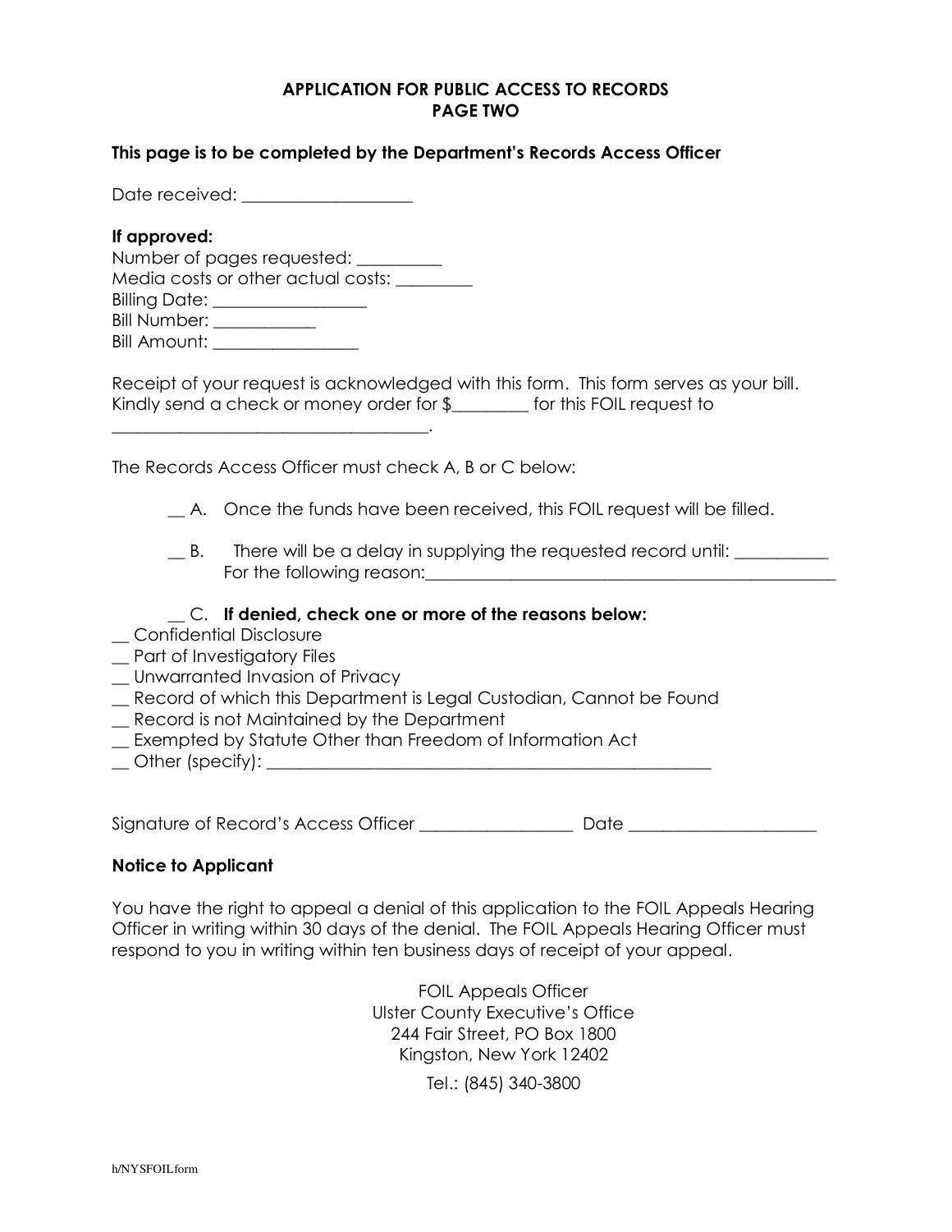**APPLICATION FOR PUBLIC ACCESS TO RECORDS**
**PAGE TWO**

**This page is to be completed by the Department's Records Access Officer**

Date received: ___________________

**If approved:**
Number of pages requested: __________
Media costs or other actual costs: _________
Billing Date: _________________
Bill Number: ____________
Bill Amount: ________________

Receipt of your request is acknowledged with this form. This form serves as your bill. Kindly send a check or money order for $_________ for this FOIL request to ____________________________________.

The Records Access Officer must check A, B or C below:

__ A. Once the funds have been received, this FOIL request will be filled.

__ B. There will be a delay in supplying the requested record until: ___________
For the following reason:_______________________________________________

__ C. **If denied, check one or more of the reasons below:**

__ Confidential Disclosure
__ Part of Investigatory Files
__ Unwarranted Invasion of Privacy
__ Record of which this Department is Legal Custodian, Cannot be Found
__ Record is not Maintained by the Department
__ Exempted by Statute Other than Freedom of Information Act
__ Other (specify): ______________________________________________________

Signature of Record's Access Officer _________________ Date _____________________

**Notice to Applicant**

You have the right to appeal a denial of this application to the FOIL Appeals Hearing Officer in writing within 30 days of the denial. The FOIL Appeals Hearing Officer must respond to you in writing within ten business days of receipt of your appeal.

FOIL Appeals Officer
Ulster County Executive's Office
244 Fair Street, PO Box 1800
Kingston, New York 12402
Tel.: (845) 340-3800

h/NYSFOILform